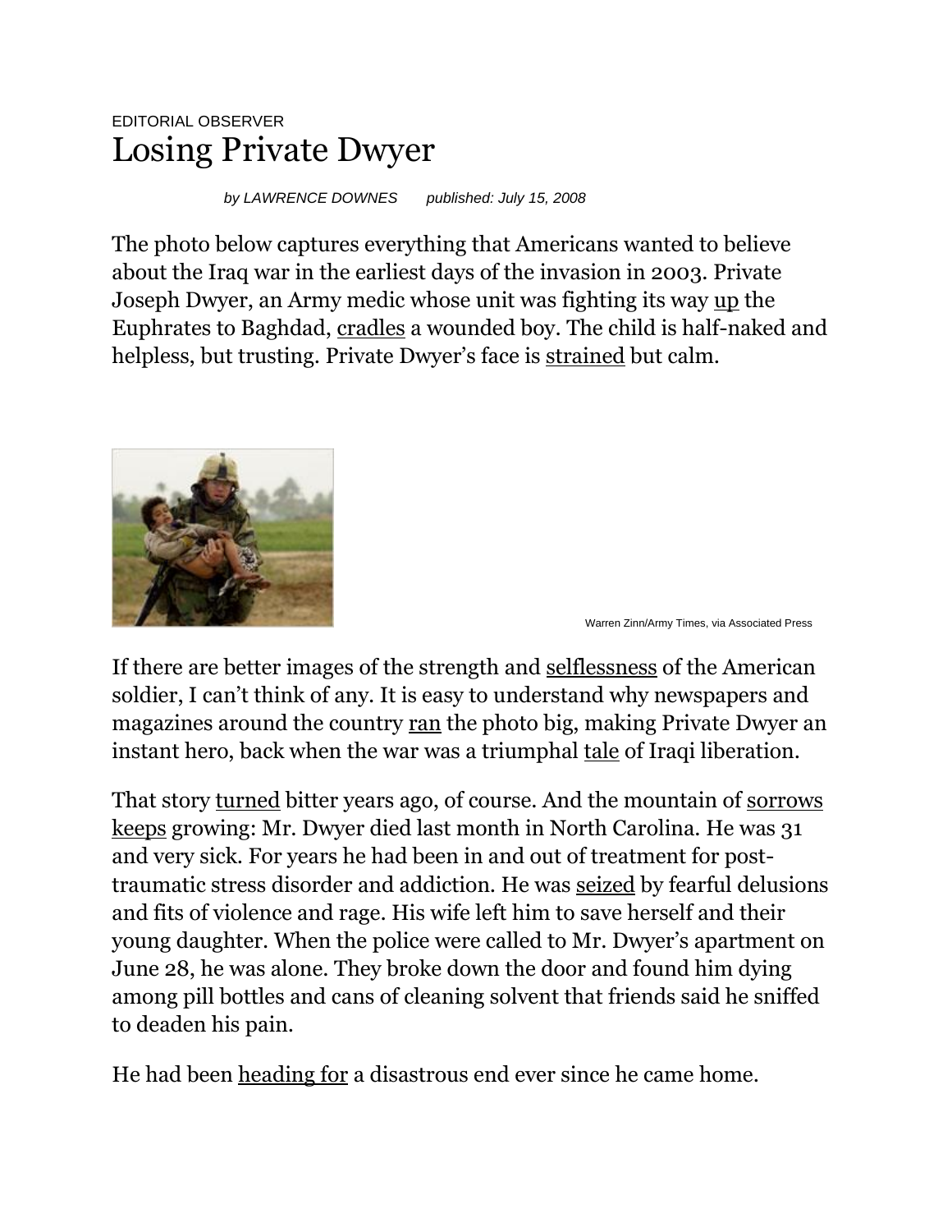EDITORIAL OBSERVER

# Losing Private Dwyer

*by LAWRENCE DOWNES published: July 15, 2008*

The photo below captures everything that Americans wanted to believe about the Iraq war in the earliest days of the invasion in 2003. Private Joseph Dwyer, an Army medic whose unit was fighting its way up the Euphrates to Baghdad, cradles a wounded boy. The child is half-naked and helpless, but trusting. Private Dwyer's face is strained but calm.

Warren Zinn/Army Times, via Associated Press

If there are better images of the strength and selflessness of the American soldier, I can't think of any. It is easy to understand why newspapers and magazines around the country ran the photo big, making Private Dwyer an instant hero, back when the war was a triumphal tale of Iraqi liberation.

That story turned bitter years ago, of course. And the mountain of sorrows keeps growing: Mr. Dwyer died last month in North Carolina. He was 31 and very sick. For years he had been in and out of treatment for post-traumatic stress disorder and addiction. He was seized by fearful delusions and fits of violence and rage. His wife left him to save herself and their young daughter. When the police were called to Mr. Dwyer's apartment on June 28, he was alone. They broke down the door and found him dying among pill bottles and cans of cleaning solvent that friends said he sniffed to deaden his pain.

He had been heading for a disastrous end ever since he came home.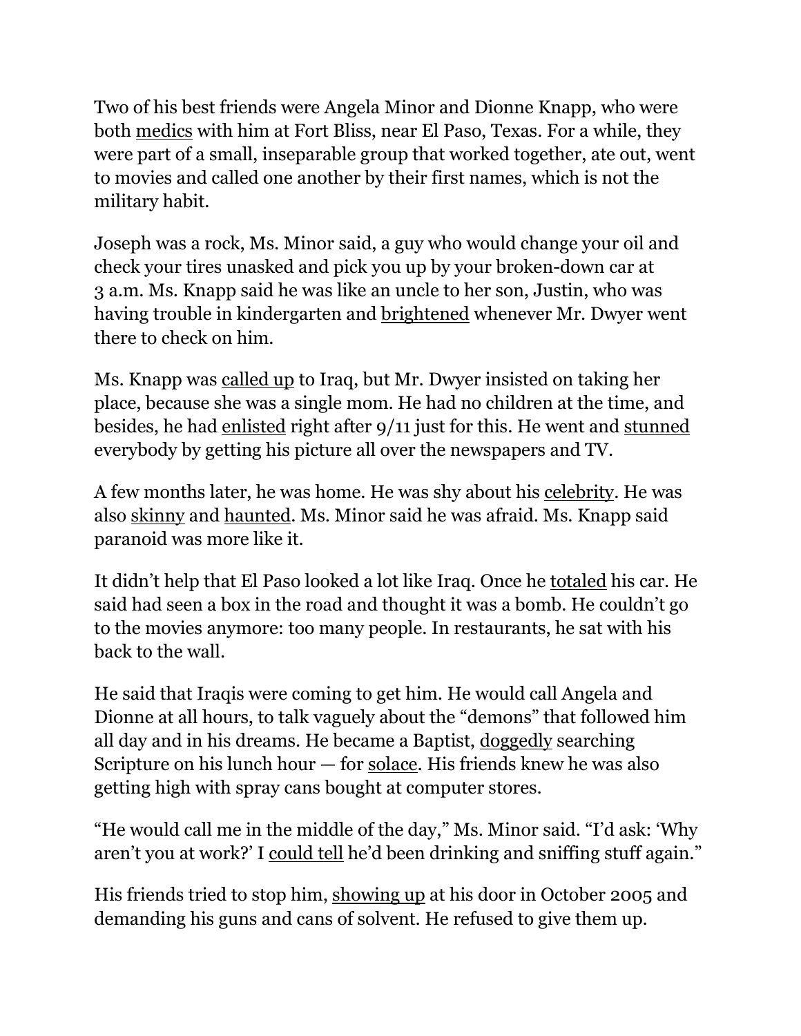Two of his best friends were Angela Minor and Dionne Knapp, who were both medics with him at Fort Bliss, near El Paso, Texas. For a while, they were part of a small, inseparable group that worked together, ate out, went to movies and called one another by their first names, which is not the military habit.

Joseph was a rock, Ms. Minor said, a guy who would change your oil and check your tires unasked and pick you up by your broken-down car at 3 a.m. Ms. Knapp said he was like an uncle to her son, Justin, who was having trouble in kindergarten and brightened whenever Mr. Dwyer went there to check on him.

Ms. Knapp was called up to Iraq, but Mr. Dwyer insisted on taking her place, because she was a single mom. He had no children at the time, and besides, he had enlisted right after 9/11 just for this. He went and stunned everybody by getting his picture all over the newspapers and TV.

A few months later, he was home. He was shy about his celebrity. He was also skinny and haunted. Ms. Minor said he was afraid. Ms. Knapp said paranoid was more like it.

It didn't help that El Paso looked a lot like Iraq. Once he totaled his car. He said had seen a box in the road and thought it was a bomb. He couldn't go to the movies anymore: too many people. In restaurants, he sat with his back to the wall.

He said that Iraqis were coming to get him. He would call Angela and Dionne at all hours, to talk vaguely about the "demons" that followed him all day and in his dreams. He became a Baptist, doggedly searching Scripture on his lunch hour — for solace. His friends knew he was also getting high with spray cans bought at computer stores.

"He would call me in the middle of the day," Ms. Minor said. "I'd ask: 'Why aren't you at work?' I could tell he'd been drinking and sniffing stuff again."

His friends tried to stop him, showing up at his door in October 2005 and demanding his guns and cans of solvent. He refused to give them up.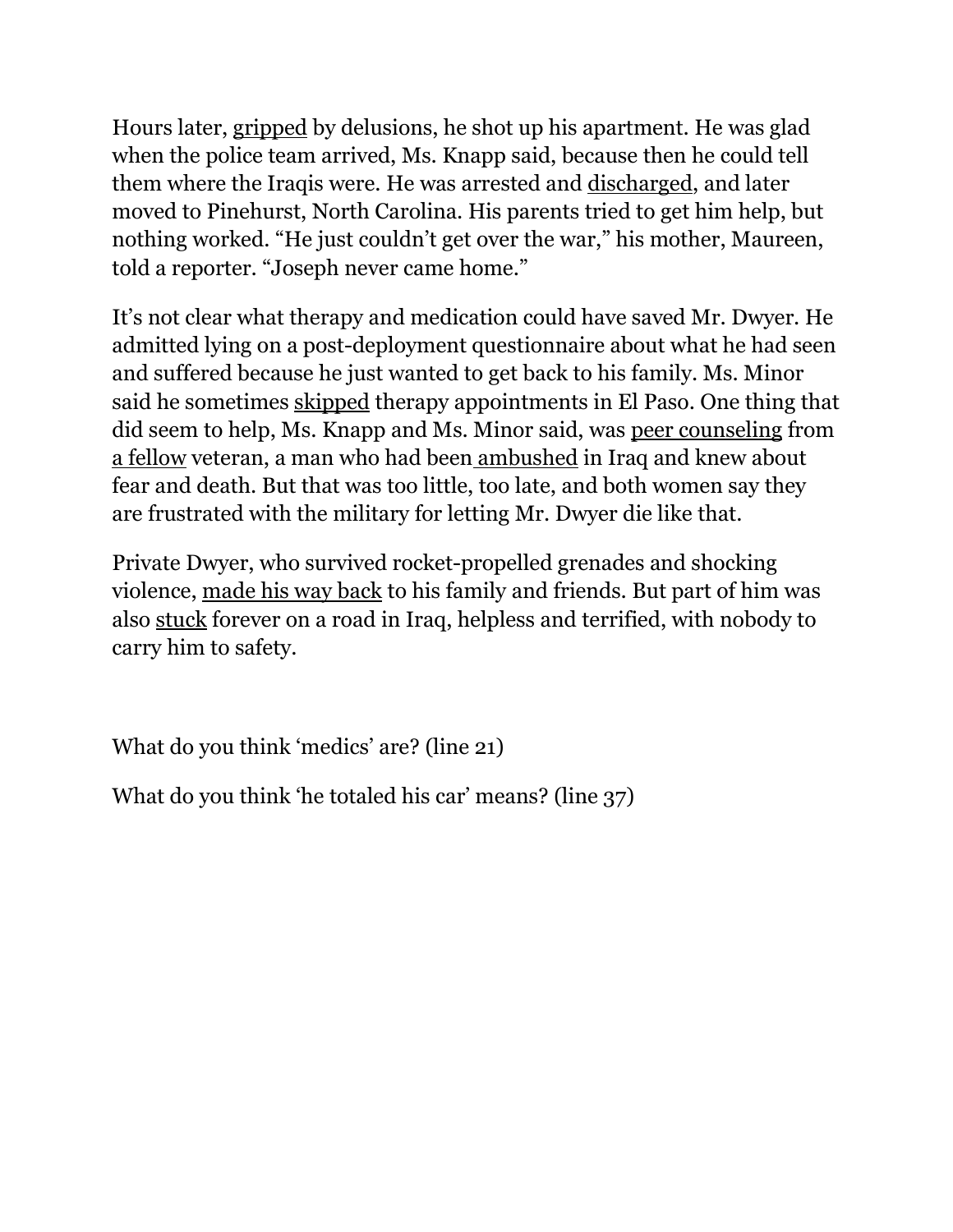Hours later, <u>gripped</u> by delusions, he shot up his apartment. He was glad when the police team arrived, Ms. Knapp said, because then he could tell them where the Iraqis were. He was arrested and <u>discharged</u>, and later moved to Pinehurst, North Carolina. His parents tried to get him help, but nothing worked. "He just couldn't get over the war," his mother, Maureen, told a reporter. "Joseph never came home."

It's not clear what therapy and medication could have saved Mr. Dwyer. He admitted lying on a post-deployment questionnaire about what he had seen and suffered because he just wanted to get back to his family. Ms. Minor said he sometimes <u>skipped</u> therapy appointments in El Paso. One thing that did seem to help, Ms. Knapp and Ms. Minor said, was <u>peer counseling</u> from <u>a fellow</u> veteran, a man who had been <u>ambushed</u> in Iraq and knew about fear and death. But that was too little, too late, and both women say they are frustrated with the military for letting Mr. Dwyer die like that.

Private Dwyer, who survived rocket-propelled grenades and shocking violence, <u>made his way back</u> to his family and friends. But part of him was also <u>stuck</u> forever on a road in Iraq, helpless and terrified, with nobody to carry him to safety.

What do you think 'medics' are? (line 21)

What do you think 'he totaled his car' means? (line 37)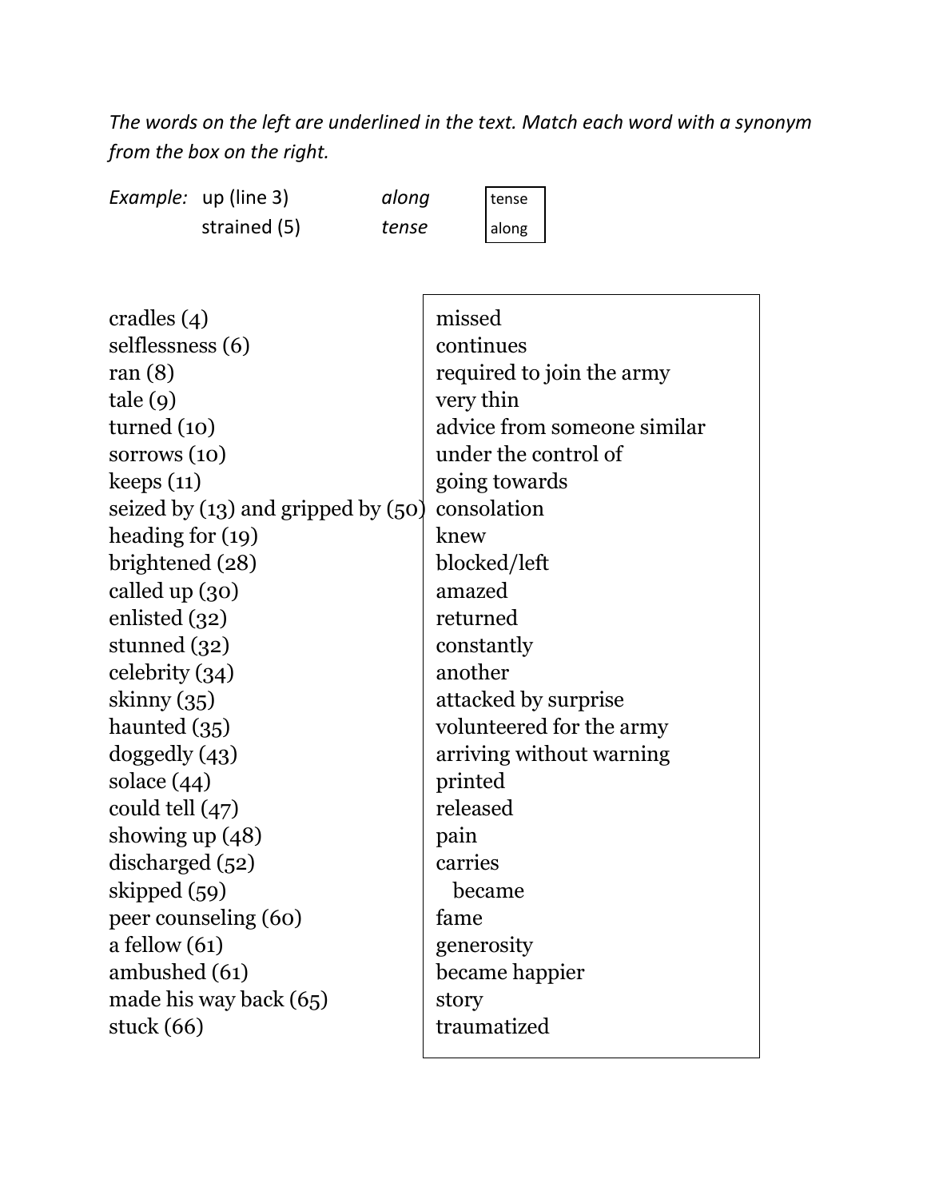*The words on the left are underlined in the text. Match each word with a synonym from the box on the right.*

| *Example:* | | |
|---|---|---|
| up (line 3) | *along* | tense |
| strained (5) | *tense* | along |

| Word | Synonyms |
|---|---|
| cradles (4) | missed |
| selflessness (6) | continues |
| ran (8) | required to join the army |
| tale (9) | very thin |
| turned (10) | advice from someone similar |
| sorrows (10) | under the control of |
| keeps (11) | going towards |
| seized by (13) and gripped by (50) | consolation |
| heading for (19) | knew |
| brightened (28) | blocked/left |
| called up (30) | amazed |
| enlisted (32) | returned |
| stunned (32) | constantly |
| celebrity (34) | another |
| skinny (35) | attacked by surprise |
| haunted (35) | volunteered for the army |
| doggedly (43) | arriving without warning |
| solace (44) | printed |
| could tell (47) | released |
| showing up (48) | pain |
| discharged (52) | carries |
| skipped (59) | became |
| peer counseling (60) | fame |
| a fellow (61) | generosity |
| ambushed (61) | became happier |
| made his way back (65) | story |
| stuck (66) | traumatized |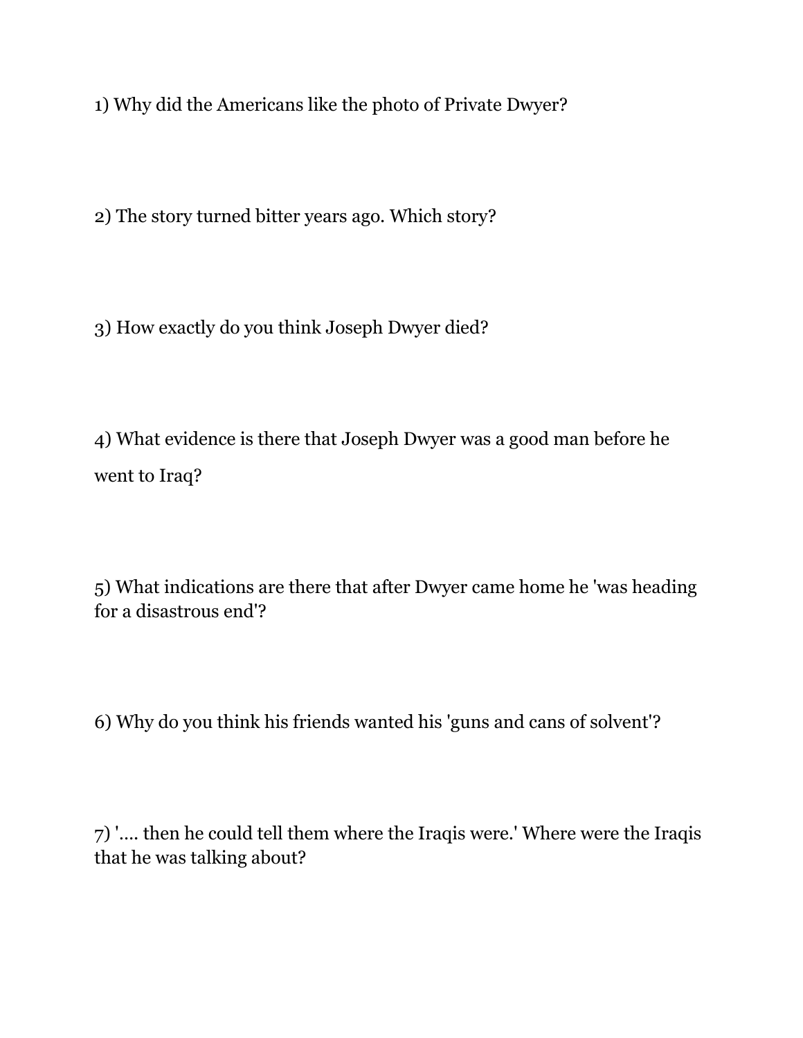1) Why did the Americans like the photo of Private Dwyer?

2) The story turned bitter years ago. Which story?

3) How exactly do you think Joseph Dwyer died?

4) What evidence is there that Joseph Dwyer was a good man before he went to Iraq?

5) What indications are there that after Dwyer came home he 'was heading for a disastrous end'?

6) Why do you think his friends wanted his 'guns and cans of solvent'?

7) '.... then he could tell them where the Iraqis were.' Where were the Iraqis that he was talking about?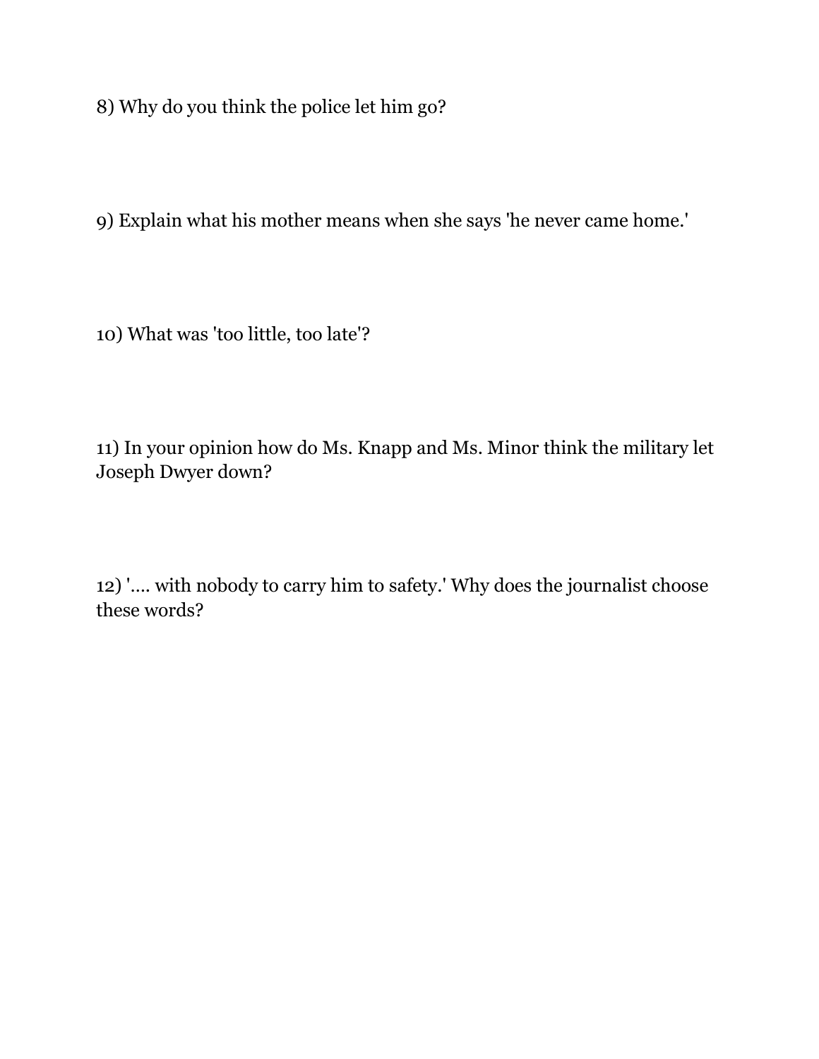8) Why do you think the police let him go?

9) Explain what his mother means when she says 'he never came home.'

10) What was 'too little, too late'?

11) In your opinion how do Ms. Knapp and Ms. Minor think the military let Joseph Dwyer down?

12) '.... with nobody to carry him to safety.' Why does the journalist choose these words?